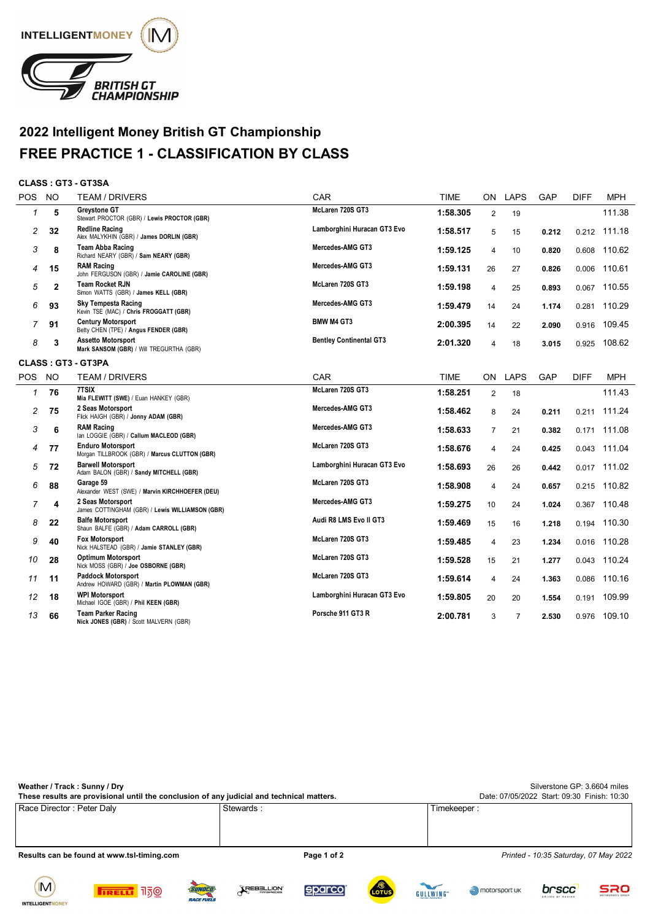# 2022 Intelligent Money British GT Championship

# FREE PRACTICE 1 - CLASSIFICATION BY CLASS

**CLASS : GT3 - GT3SA**

| POS | NO | TEAM / DRIVERS | CAR | TIME | ON | LAPS | GAP | DIFF | MPH |
|---|---|---|---|---|---|---|---|---|---|
| 1 | 5 | **Greystone GT**<br>Stewart PROCTOR (GBR) / **Lewis PROCTOR (GBR)** | McLaren 720S GT3 | 1:58.305 | 2 | 19 | | | 111.38 |
| 2 | 32 | **Redline Racing**<br>Alex MALYKHIN (GBR) / **James DORLIN (GBR)** | Lamborghini Huracan GT3 Evo | 1:58.517 | 5 | 15 | 0.212 | 0.212 | 111.18 |
| 3 | 8 | **Team Abba Racing**<br>Richard NEARY (GBR) / **Sam NEARY (GBR)** | Mercedes-AMG GT3 | 1:59.125 | 4 | 10 | 0.820 | 0.608 | 110.62 |
| 4 | 15 | **RAM Racing**<br>John FERGUSON (GBR) / **Jamie CAROLINE (GBR)** | Mercedes-AMG GT3 | 1:59.131 | 26 | 27 | 0.826 | 0.006 | 110.61 |
| 5 | 2 | **Team Rocket RJN**<br>Simon WATTS (GBR) / **James KELL (GBR)** | McLaren 720S GT3 | 1:59.198 | 4 | 25 | 0.893 | 0.067 | 110.55 |
| 6 | 93 | **Sky Tempesta Racing**<br>Kevin TSE (MAC) / **Chris FROGGATT (GBR)** | Mercedes-AMG GT3 | 1:59.479 | 14 | 24 | 1.174 | 0.281 | 110.29 |
| 7 | 91 | **Century Motorsport**<br>Betty CHEN (TPE) / **Angus FENDER (GBR)** | BMW M4 GT3 | 2:00.395 | 14 | 22 | 2.090 | 0.916 | 109.45 |
| 8 | 3 | **Assetto Motorsport**<br>**Mark SANSOM (GBR)** / Will TREGURTHA (GBR) | Bentley Continental GT3 | 2:01.320 | 4 | 18 | 3.015 | 0.925 | 108.62 |

**CLASS : GT3 - GT3PA**

| POS | NO | TEAM / DRIVERS | CAR | TIME | ON | LAPS | GAP | DIFF | MPH |
|---|---|---|---|---|---|---|---|---|---|
| 1 | 76 | **7TSIX**<br>**Mia FLEWITT (SWE)** / Euan HANKEY (GBR) | McLaren 720S GT3 | 1:58.251 | 2 | 18 | | | 111.43 |
| 2 | 75 | **2 Seas Motorsport**<br>Flick HAIGH (GBR) / **Jonny ADAM (GBR)** | Mercedes-AMG GT3 | 1:58.462 | 8 | 24 | 0.211 | 0.211 | 111.24 |
| 3 | 6 | **RAM Racing**<br>Ian LOGGIE (GBR) / **Callum MACLEOD (GBR)** | Mercedes-AMG GT3 | 1:58.633 | 7 | 21 | 0.382 | 0.171 | 111.08 |
| 4 | 77 | **Enduro Motorsport**<br>Morgan TILLBROOK (GBR) / **Marcus CLUTTON (GBR)** | McLaren 720S GT3 | 1:58.676 | 4 | 24 | 0.425 | 0.043 | 111.04 |
| 5 | 72 | **Barwell Motorsport**<br>Adam BALON (GBR) / **Sandy MITCHELL (GBR)** | Lamborghini Huracan GT3 Evo | 1:58.693 | 26 | 26 | 0.442 | 0.017 | 111.02 |
| 6 | 88 | **Garage 59**<br>Alexander WEST (SWE) / **Marvin KIRCHHOEFER (DEU)** | McLaren 720S GT3 | 1:58.908 | 4 | 24 | 0.657 | 0.215 | 110.82 |
| 7 | 4 | **2 Seas Motorsport**<br>James COTTINGHAM (GBR) / **Lewis WILLIAMSON (GBR)** | Mercedes-AMG GT3 | 1:59.275 | 10 | 24 | 1.024 | 0.367 | 110.48 |
| 8 | 22 | **Balfe Motorsport**<br>Shaun BALFE (GBR) / **Adam CARROLL (GBR)** | Audi R8 LMS Evo II GT3 | 1:59.469 | 15 | 16 | 1.218 | 0.194 | 110.30 |
| 9 | 40 | **Fox Motorsport**<br>Nick HALSTEAD (GBR) / **Jamie STANLEY (GBR)** | McLaren 720S GT3 | 1:59.485 | 4 | 23 | 1.234 | 0.016 | 110.28 |
| 10 | 28 | **Optimum Motorsport**<br>Nick MOSS (GBR) / **Joe OSBORNE (GBR)** | McLaren 720S GT3 | 1:59.528 | 15 | 21 | 1.277 | 0.043 | 110.24 |
| 11 | 11 | **Paddock Motorsport**<br>Andrew HOWARD (GBR) / **Martin PLOWMAN (GBR)** | McLaren 720S GT3 | 1:59.614 | 4 | 24 | 1.363 | 0.086 | 110.16 |
| 12 | 18 | **WPI Motorsport**<br>Michael IGOE (GBR) / **Phil KEEN (GBR)** | Lamborghini Huracan GT3 Evo | 1:59.805 | 20 | 20 | 1.554 | 0.191 | 109.99 |
| 13 | 66 | **Team Parker Racing**<br>**Nick JONES (GBR)** / Scott MALVERN (GBR) | Porsche 911 GT3 R | 2:00.781 | 3 | 7 | 2.530 | 0.976 | 109.10 |

**Weather / Track : Sunny / Dry**

**These results are provisional until the conclusion of any judicial and technical matters.**

Silverstone GP: 3.6604 miles

Date: 07/05/2022 Start: 09:30 Finish: 10:30

| Race Director : Peter Daly | Stewards : | Timekeeper : |
|---|---|---|

**Results can be found at www.tsl-timing.com**

*Printed - 10:35 Saturday, 07 May 2022*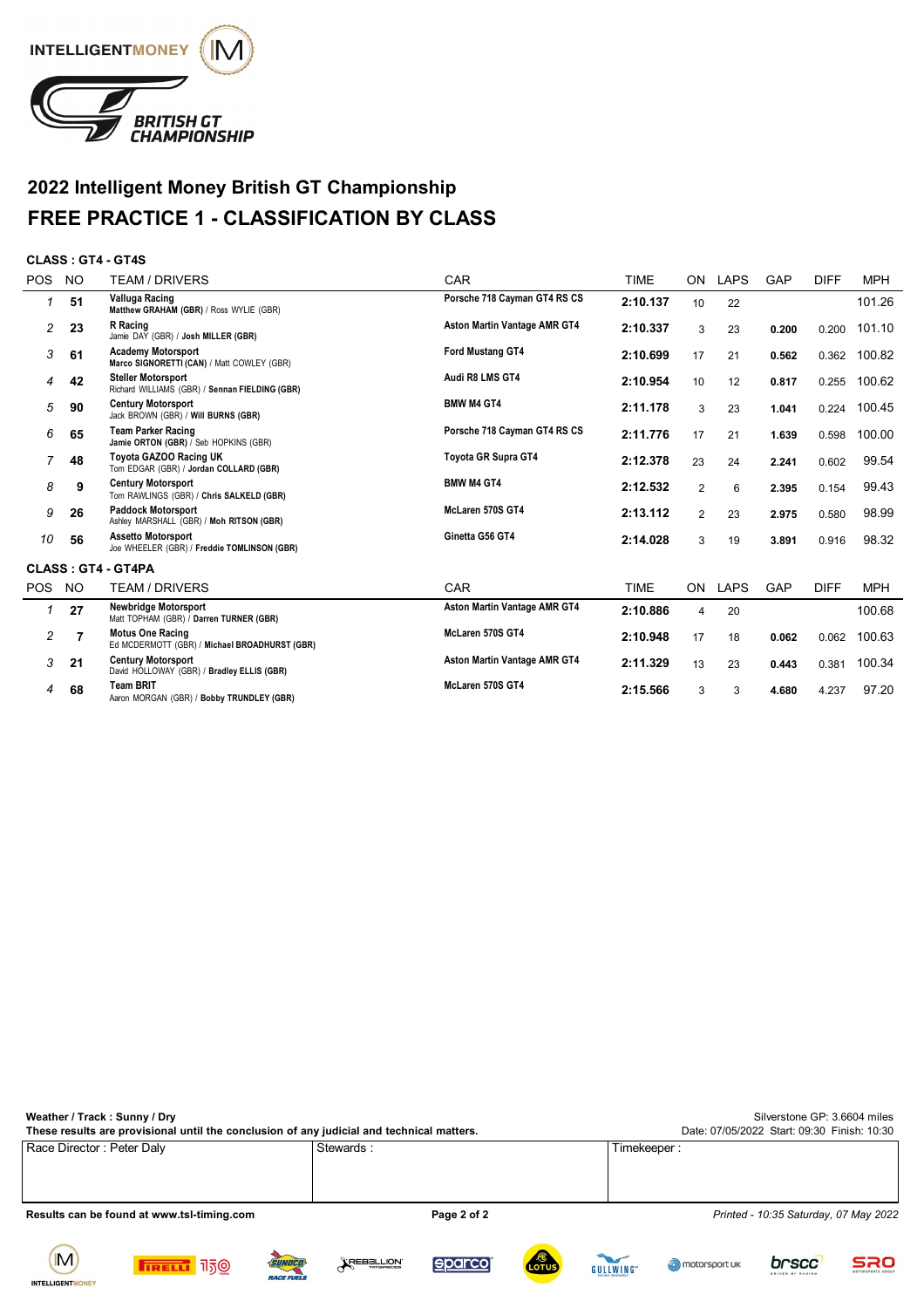# 2022 Intelligent Money British GT Championship

## FREE PRACTICE 1 - CLASSIFICATION BY CLASS

### CLASS : GT4 - GT4S

| POS | NO | TEAM / DRIVERS | CAR | TIME | ON | LAPS | GAP | DIFF | MPH |
|---|---|---|---|---|---|---|---|---|---|
| 1 | 51 | Valluga Racing<br>**Matthew GRAHAM (GBR)** / Ross WYLIE (GBR) | Porsche 718 Cayman GT4 RS CS | 2:10.137 | 10 | 22 | | | 101.26 |
| 2 | 23 | R Racing<br>Jamie DAY (GBR) / **Josh MILLER (GBR)** | Aston Martin Vantage AMR GT4 | 2:10.337 | 3 | 23 | 0.200 | 0.200 | 101.10 |
| 3 | 61 | Academy Motorsport<br>**Marco SIGNORETTI (CAN)** / Matt COWLEY (GBR) | Ford Mustang GT4 | 2:10.699 | 17 | 21 | 0.562 | 0.362 | 100.82 |
| 4 | 42 | Steller Motorsport<br>Richard WILLIAMS (GBR) / **Sennan FIELDING (GBR)** | Audi R8 LMS GT4 | 2:10.954 | 10 | 12 | 0.817 | 0.255 | 100.62 |
| 5 | 90 | Century Motorsport<br>Jack BROWN (GBR) / **Will BURNS (GBR)** | BMW M4 GT4 | 2:11.178 | 3 | 23 | 1.041 | 0.224 | 100.45 |
| 6 | 65 | Team Parker Racing<br>**Jamie ORTON (GBR)** / Seb HOPKINS (GBR) | Porsche 718 Cayman GT4 RS CS | 2:11.776 | 17 | 21 | 1.639 | 0.598 | 100.00 |
| 7 | 48 | Toyota GAZOO Racing UK<br>Tom EDGAR (GBR) / **Jordan COLLARD (GBR)** | Toyota GR Supra GT4 | 2:12.378 | 23 | 24 | 2.241 | 0.602 | 99.54 |
| 8 | 9 | Century Motorsport<br>Tom RAWLINGS (GBR) / **Chris SALKELD (GBR)** | BMW M4 GT4 | 2:12.532 | 2 | 6 | 2.395 | 0.154 | 99.43 |
| 9 | 26 | Paddock Motorsport<br>Ashley MARSHALL (GBR) / **Moh RITSON (GBR)** | McLaren 570S GT4 | 2:13.112 | 2 | 23 | 2.975 | 0.580 | 98.99 |
| 10 | 56 | Assetto Motorsport<br>Joe WHEELER (GBR) / **Freddie TOMLINSON (GBR)** | Ginetta G56 GT4 | 2:14.028 | 3 | 19 | 3.891 | 0.916 | 98.32 |

### CLASS : GT4 - GT4PA

| POS | NO | TEAM / DRIVERS | CAR | TIME | ON | LAPS | GAP | DIFF | MPH |
|---|---|---|---|---|---|---|---|---|---|
| 1 | 27 | Newbridge Motorsport<br>Matt TOPHAM (GBR) / **Darren TURNER (GBR)** | Aston Martin Vantage AMR GT4 | 2:10.886 | 4 | 20 | | | 100.68 |
| 2 | 7 | Motus One Racing<br>Ed MCDERMOTT (GBR) / **Michael BROADHURST (GBR)** | McLaren 570S GT4 | 2:10.948 | 17 | 18 | 0.062 | 0.062 | 100.63 |
| 3 | 21 | Century Motorsport<br>David HOLLOWAY (GBR) / **Bradley ELLIS (GBR)** | Aston Martin Vantage AMR GT4 | 2:11.329 | 13 | 23 | 0.443 | 0.381 | 100.34 |
| 4 | 68 | Team BRIT<br>Aaron MORGAN (GBR) / **Bobby TRUNDLEY (GBR)** | McLaren 570S GT4 | 2:15.566 | 3 | 3 | 4.680 | 4.237 | 97.20 |

**Weather / Track : Sunny / Dry**

**These results are provisional until the conclusion of any judicial and technical matters.**

Silverstone GP: 3.6604 miles

Date: 07/05/2022 Start: 09:30 Finish: 10:30

| Race Director : Peter Daly | Stewards : | Timekeeper : |
|---|---|---|

**Results can be found at www.tsl-timing.com**

*Printed - 10:35 Saturday, 07 May 2022*